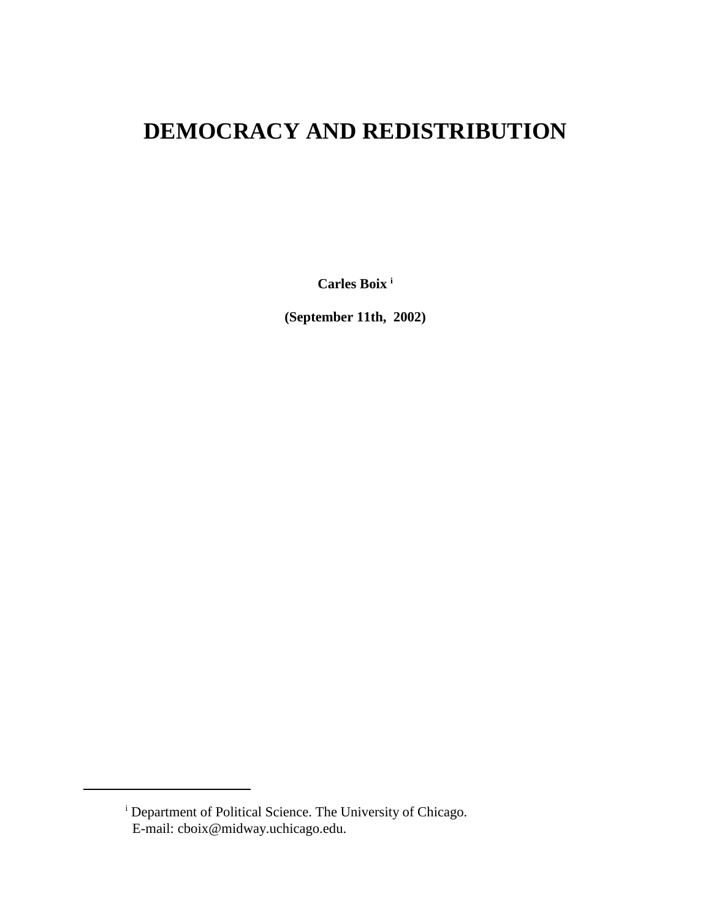# DEMOCRACY AND REDISTRIBUTION

**Carles Boix** [i]

**(September 11th, 2002)**

---

[i] Department of Political Science. The University of Chicago.
E-mail: cboix@midway.uchicago.edu.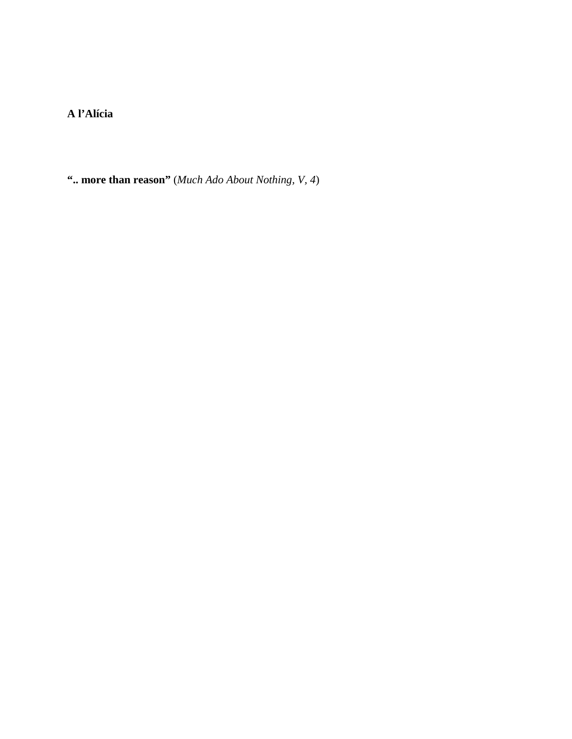**A l'Alícia**

**".. more than reason"** (*Much Ado About Nothing, V, 4*)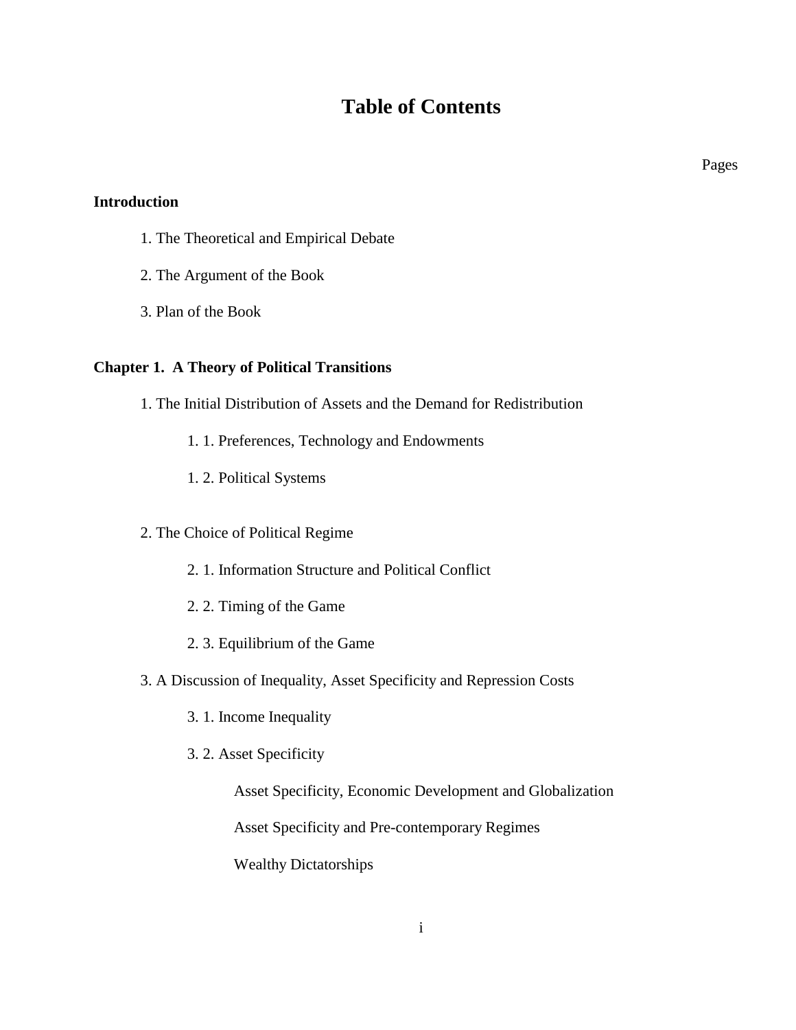# Table of Contents

Pages

**Introduction**

1. The Theoretical and Empirical Debate

2. The Argument of the Book

3. Plan of the Book

**Chapter 1. A Theory of Political Transitions**

1. The Initial Distribution of Assets and the Demand for Redistribution

    1. 1. Preferences, Technology and Endowments

    1. 2. Political Systems

2. The Choice of Political Regime

    2. 1. Information Structure and Political Conflict

    2. 2. Timing of the Game

    2. 3. Equilibrium of the Game

3. A Discussion of Inequality, Asset Specificity and Repression Costs

    3. 1. Income Inequality

    3. 2. Asset Specificity

        Asset Specificity, Economic Development and Globalization

        Asset Specificity and Pre-contemporary Regimes

        Wealthy Dictatorships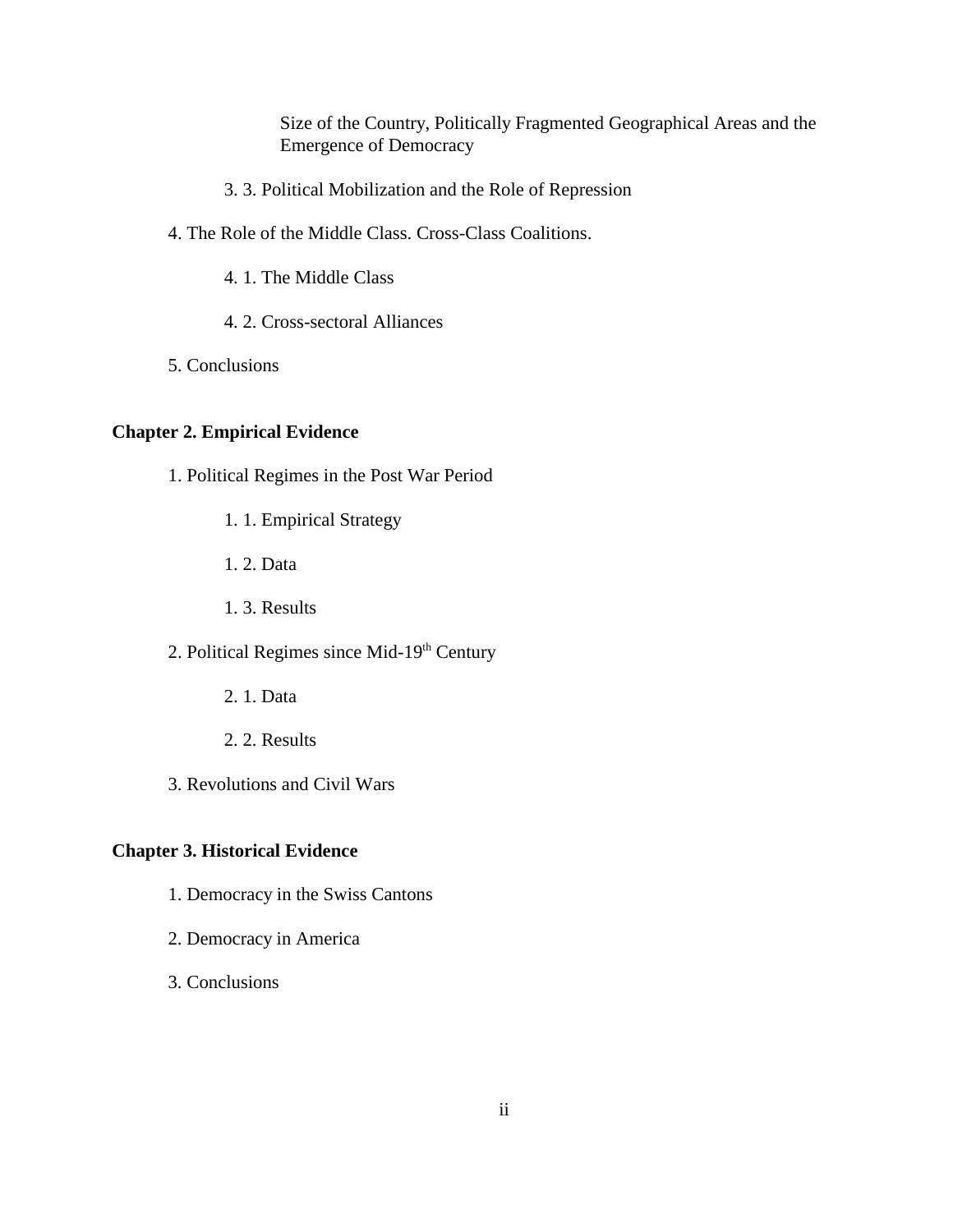Size of the Country, Politically Fragmented Geographical Areas and the Emergence of Democracy

3. 3. Political Mobilization and the Role of Repression

4. The Role of the Middle Class. Cross-Class Coalitions.

4. 1. The Middle Class

4. 2. Cross-sectoral Alliances

5. Conclusions

**Chapter 2. Empirical Evidence**

1. Political Regimes in the Post War Period

1. 1. Empirical Strategy

1. 2. Data

1. 3. Results

2. Political Regimes since Mid-19th Century

2. 1. Data

2. 2. Results

3. Revolutions and Civil Wars

**Chapter 3. Historical Evidence**

1. Democracy in the Swiss Cantons

2. Democracy in America

3. Conclusions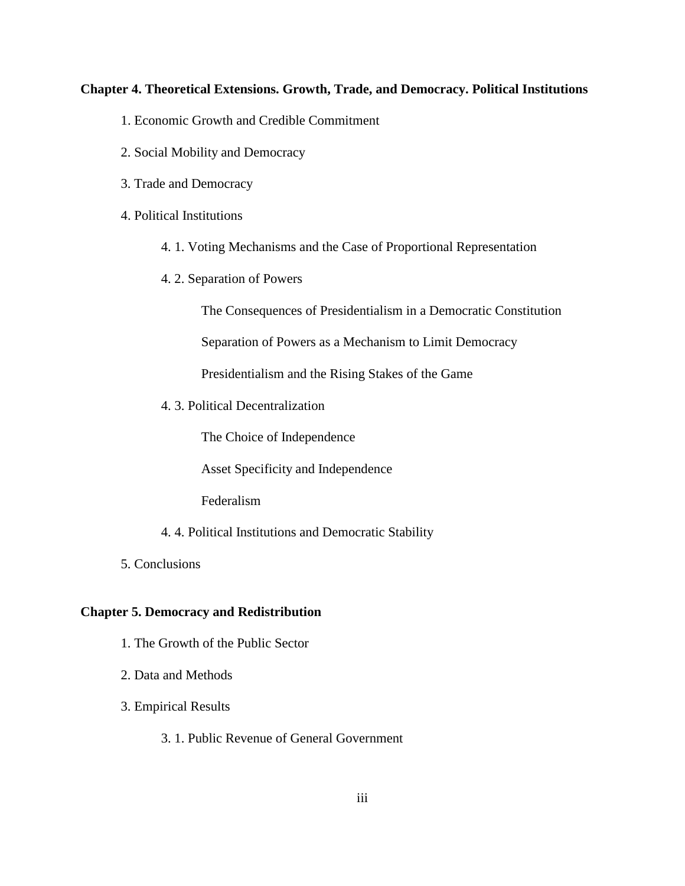**Chapter 4. Theoretical Extensions. Growth, Trade, and Democracy. Political Institutions**

1. Economic Growth and Credible Commitment

2. Social Mobility and Democracy

3. Trade and Democracy

4. Political Institutions

    4. 1. Voting Mechanisms and the Case of Proportional Representation

    4. 2. Separation of Powers

        The Consequences of Presidentialism in a Democratic Constitution

        Separation of Powers as a Mechanism to Limit Democracy

        Presidentialism and the Rising Stakes of the Game

    4. 3. Political Decentralization

        The Choice of Independence

        Asset Specificity and Independence

        Federalism

    4. 4. Political Institutions and Democratic Stability

5. Conclusions

**Chapter 5. Democracy and Redistribution**

1. The Growth of the Public Sector

2. Data and Methods

3. Empirical Results

    3. 1. Public Revenue of General Government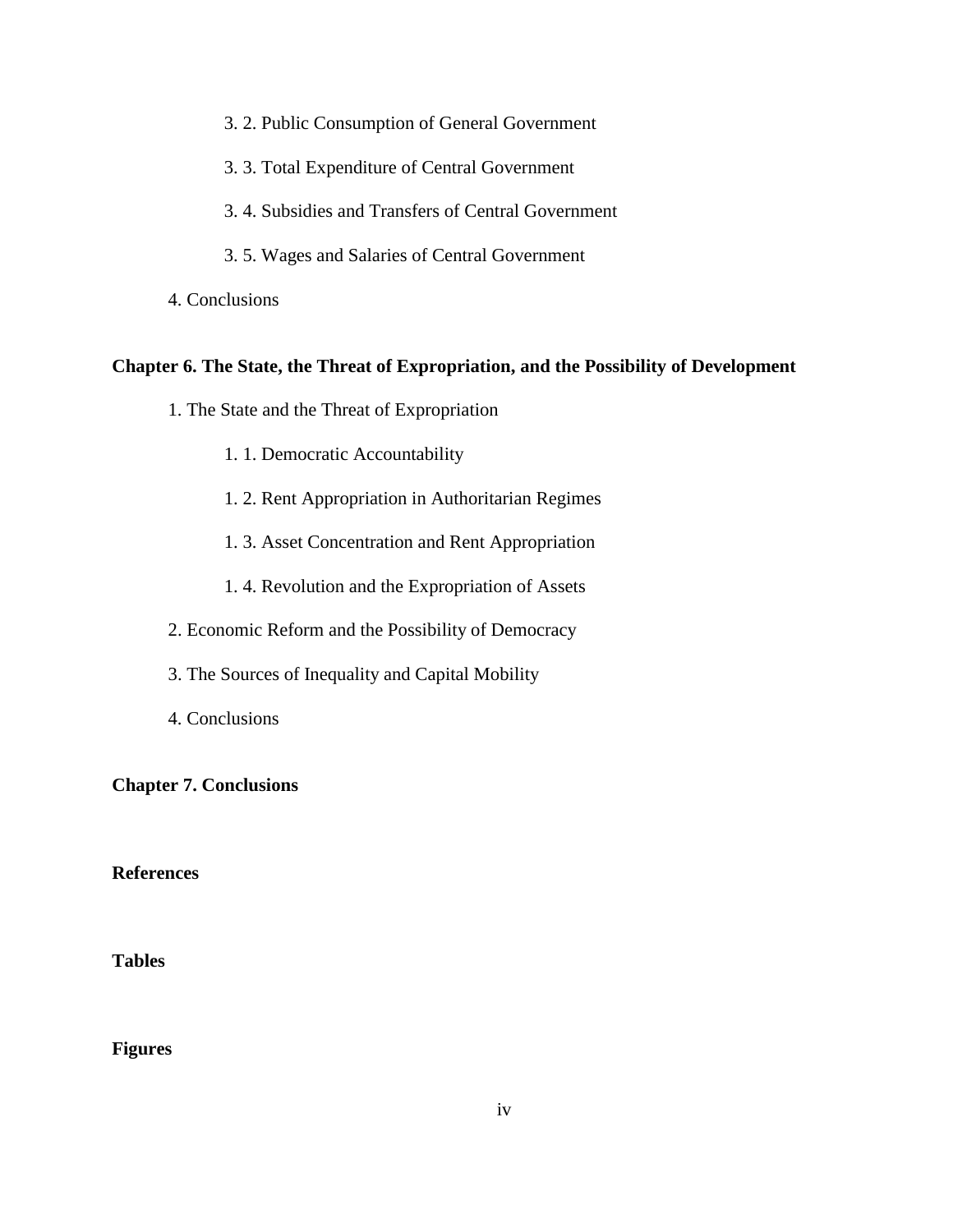3. 2. Public Consumption of General Government

3. 3. Total Expenditure of Central Government

3. 4. Subsidies and Transfers of Central Government

3. 5. Wages and Salaries of Central Government

4. Conclusions

**Chapter 6. The State, the Threat of Expropriation, and the Possibility of Development**

1. The State and the Threat of Expropriation

1. 1. Democratic Accountability

1. 2. Rent Appropriation in Authoritarian Regimes

1. 3. Asset Concentration and Rent Appropriation

1. 4. Revolution and the Expropriation of Assets

2. Economic Reform and the Possibility of Democracy

3. The Sources of Inequality and Capital Mobility

4. Conclusions

**Chapter 7. Conclusions**

**References**

**Tables**

**Figures**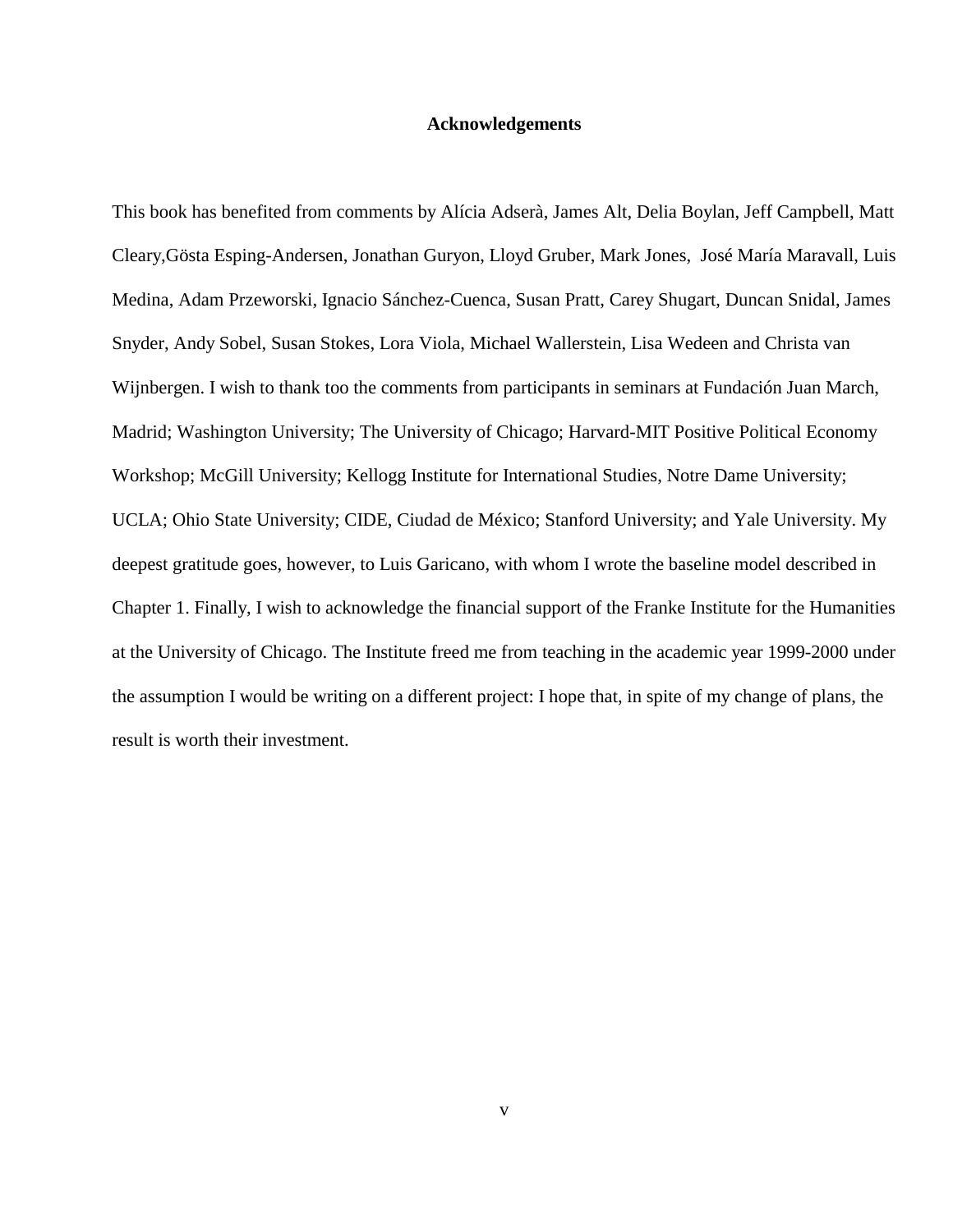# Acknowledgements

This book has benefited from comments by Alícia Adserà, James Alt, Delia Boylan, Jeff Campbell, Matt Cleary,Gösta Esping-Andersen, Jonathan Guryon, Lloyd Gruber, Mark Jones, José María Maravall, Luis Medina, Adam Przeworski, Ignacio Sánchez-Cuenca, Susan Pratt, Carey Shugart, Duncan Snidal, James Snyder, Andy Sobel, Susan Stokes, Lora Viola, Michael Wallerstein, Lisa Wedeen and Christa van Wijnbergen. I wish to thank too the comments from participants in seminars at Fundación Juan March, Madrid; Washington University; The University of Chicago; Harvard-MIT Positive Political Economy Workshop; McGill University; Kellogg Institute for International Studies, Notre Dame University; UCLA; Ohio State University; CIDE, Ciudad de México; Stanford University; and Yale University. My deepest gratitude goes, however, to Luis Garicano, with whom I wrote the baseline model described in Chapter 1. Finally, I wish to acknowledge the financial support of the Franke Institute for the Humanities at the University of Chicago. The Institute freed me from teaching in the academic year 1999-2000 under the assumption I would be writing on a different project: I hope that, in spite of my change of plans, the result is worth their investment.